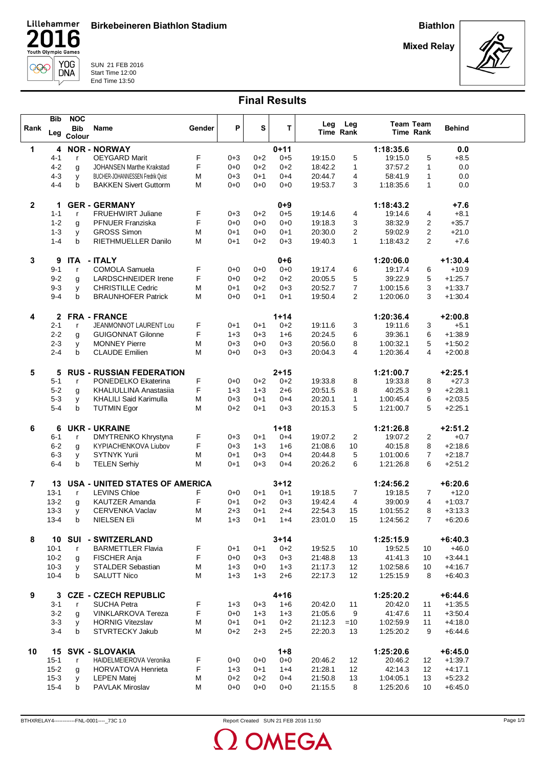# Lillehammer 2016 Youth Olympic Games

**Birkebeineren Biathlon Stadium**

**Biathlon**

**Mixed Relay**

SUN 21 FEB 2016
Start Time 12:00
End Time 13:50

## Final Results

| Rank | Bib Leg | NOC Bib Colour | Name | Gender | P | S | T | Leg Time | Leg Rank | Team Time | Team Rank | Behind |
|---|---|---|---|---|---|---|---|---|---|---|---|---|
| **1** | **4** | **NOR** | **NORWAY** | | | | **0+11** | | | **1:18:35.6** | | **0.0** |
| | 4-1 | r | OEYGARD Marit | F | 0+3 | 0+2 | 0+5 | 19:15.0 | 5 | 19:15.0 | 5 | +8.5 |
| | 4-2 | g | JOHANSEN Marthe Krakstad | F | 0+0 | 0+2 | 0+2 | 18:42.2 | 1 | 37:57.2 | 1 | 0.0 |
| | 4-3 | y | BUCHER-JOHANNESSEN Fredrik Qvist | M | 0+3 | 0+1 | 0+4 | 20:44.7 | 4 | 58:41.9 | 1 | 0.0 |
| | 4-4 | b | BAKKEN Sivert Guttorm | M | 0+0 | 0+0 | 0+0 | 19:53.7 | 3 | 1:18:35.6 | 1 | 0.0 |
| **2** | **1** | **GER** | **GERMANY** | | | | **0+9** | | | **1:18:43.2** | | **+7.6** |
| | 1-1 | r | FRUEHWIRT Juliane | F | 0+3 | 0+2 | 0+5 | 19:14.6 | 4 | 19:14.6 | 4 | +8.1 |
| | 1-2 | g | PFNUER Franziska | F | 0+0 | 0+0 | 0+0 | 19:18.3 | 3 | 38:32.9 | 2 | +35.7 |
| | 1-3 | y | GROSS Simon | M | 0+1 | 0+0 | 0+1 | 20:30.0 | 2 | 59:02.9 | 2 | +21.0 |
| | 1-4 | b | RIETHMUELLER Danilo | M | 0+1 | 0+2 | 0+3 | 19:40.3 | 1 | 1:18:43.2 | 2 | +7.6 |
| **3** | **9** | **ITA** | **ITALY** | | | | **0+6** | | | **1:20:06.0** | | **+1:30.4** |
| | 9-1 | r | COMOLA Samuela | F | 0+0 | 0+0 | 0+0 | 19:17.4 | 6 | 19:17.4 | 6 | +10.9 |
| | 9-2 | g | LARDSCHNEIDER Irene | F | 0+0 | 0+2 | 0+2 | 20:05.5 | 5 | 39:22.9 | 5 | +1:25.7 |
| | 9-3 | y | CHRISTILLE Cedric | M | 0+1 | 0+2 | 0+3 | 20:52.7 | 7 | 1:00:15.6 | 3 | +1:33.7 |
| | 9-4 | b | BRAUNHOFER Patrick | M | 0+0 | 0+1 | 0+1 | 19:50.4 | 2 | 1:20:06.0 | 3 | +1:30.4 |
| **4** | **2** | **FRA** | **FRANCE** | | | | **1+14** | | | **1:20:36.4** | | **+2:00.8** |
| | 2-1 | r | JEANMONNOT LAURENT Lou | F | 0+1 | 0+1 | 0+2 | 19:11.6 | 3 | 19:11.6 | 3 | +5.1 |
| | 2-2 | g | GUIGONNAT Gilonne | F | 1+3 | 0+3 | 1+6 | 20:24.5 | 6 | 39:36.1 | 6 | +1:38.9 |
| | 2-3 | y | MONNEY Pierre | M | 0+3 | 0+0 | 0+3 | 20:56.0 | 8 | 1:00:32.1 | 5 | +1:50.2 |
| | 2-4 | b | CLAUDE Emilien | M | 0+0 | 0+3 | 0+3 | 20:04.3 | 4 | 1:20:36.4 | 4 | +2:00.8 |
| **5** | **5** | **RUS** | **RUSSIAN FEDERATION** | | | | **2+15** | | | **1:21:00.7** | | **+2:25.1** |
| | 5-1 | r | PONEDELKO Ekaterina | F | 0+0 | 0+2 | 0+2 | 19:33.8 | 8 | 19:33.8 | 8 | +27.3 |
| | 5-2 | g | KHALIULLINA Anastasiia | F | 1+3 | 1+3 | 2+6 | 20:51.5 | 8 | 40:25.3 | 9 | +2:28.1 |
| | 5-3 | y | KHALILI Said Karimulla | M | 0+3 | 0+1 | 0+4 | 20:20.1 | 1 | 1:00:45.4 | 6 | +2:03.5 |
| | 5-4 | b | TUTMIN Egor | M | 0+2 | 0+1 | 0+3 | 20:15.3 | 5 | 1:21:00.7 | 5 | +2:25.1 |
| **6** | **6** | **UKR** | **UKRAINE** | | | | **1+18** | | | **1:21:26.8** | | **+2:51.2** |
| | 6-1 | r | DMYTRENKO Khrystyna | F | 0+3 | 0+1 | 0+4 | 19:07.2 | 2 | 19:07.2 | 2 | +0.7 |
| | 6-2 | g | KYPIACHENKOVA Liubov | F | 0+3 | 1+3 | 1+6 | 21:08.6 | 10 | 40:15.8 | 8 | +2:18.6 |
| | 6-3 | y | SYTNYK Yurii | M | 0+1 | 0+3 | 0+4 | 20:44.8 | 5 | 1:01:00.6 | 7 | +2:18.7 |
| | 6-4 | b | TELEN Serhiy | M | 0+1 | 0+3 | 0+4 | 20:26.2 | 6 | 1:21:26.8 | 6 | +2:51.2 |
| **7** | **13** | **USA** | **UNITED STATES OF AMERICA** | | | | **3+12** | | | **1:24:56.2** | | **+6:20.6** |
| | 13-1 | r | LEVINS Chloe | F | 0+0 | 0+1 | 0+1 | 19:18.5 | 7 | 19:18.5 | 7 | +12.0 |
| | 13-2 | g | KAUTZER Amanda | F | 0+1 | 0+2 | 0+3 | 19:42.4 | 4 | 39:00.9 | 4 | +1:03.7 |
| | 13-3 | y | CERVENKA Vaclav | M | 2+3 | 0+1 | 2+4 | 22:54.3 | 15 | 1:01:55.2 | 8 | +3:13.3 |
| | 13-4 | b | NIELSEN Eli | M | 1+3 | 0+1 | 1+4 | 23:01.0 | 15 | 1:24:56.2 | 7 | +6:20.6 |
| **8** | **10** | **SUI** | **SWITZERLAND** | | | | **3+14** | | | **1:25:15.9** | | **+6:40.3** |
| | 10-1 | r | BARMETTLER Flavia | F | 0+1 | 0+1 | 0+2 | 19:52.5 | 10 | 19:52.5 | 10 | +46.0 |
| | 10-2 | g | FISCHER Anja | F | 0+0 | 0+3 | 0+3 | 21:48.8 | 13 | 41:41.3 | 10 | +3:44.1 |
| | 10-3 | y | STALDER Sebastian | M | 1+3 | 0+0 | 1+3 | 21:17.3 | 12 | 1:02:58.6 | 10 | +4:16.7 |
| | 10-4 | b | SALUTT Nico | M | 1+3 | 1+3 | 2+6 | 22:17.3 | 12 | 1:25:15.9 | 8 | +6:40.3 |
| **9** | **3** | **CZE** | **CZECH REPUBLIC** | | | | **4+16** | | | **1:25:20.2** | | **+6:44.6** |
| | 3-1 | r | SUCHA Petra | F | 1+3 | 0+3 | 1+6 | 20:42.0 | 11 | 20:42.0 | 11 | +1:35.5 |
| | 3-2 | g | VINKLARKOVA Tereza | F | 0+0 | 1+3 | 1+3 | 21:05.6 | 9 | 41:47.6 | 11 | +3:50.4 |
| | 3-3 | y | HORNIG Vitezslav | M | 0+1 | 0+1 | 0+2 | 21:12.3 | =10 | 1:02:59.9 | 11 | +4:18.0 |
| | 3-4 | b | STVRTECKY Jakub | M | 0+2 | 2+3 | 2+5 | 22:20.3 | 13 | 1:25:20.2 | 9 | +6:44.6 |
| **10** | **15** | **SVK** | **SLOVAKIA** | | | | **1+8** | | | **1:25:20.6** | | **+6:45.0** |
| | 15-1 | r | HAIDELMEIEROVA Veronika | F | 0+0 | 0+0 | 0+0 | 20:46.2 | 12 | 20:46.2 | 12 | +1:39.7 |
| | 15-2 | g | HORVATOVA Henrieta | F | 1+3 | 0+1 | 1+4 | 21:28.1 | 12 | 42:14.3 | 12 | +4:17.1 |
| | 15-3 | y | LEPEN Matej | M | 0+2 | 0+2 | 0+4 | 21:50.8 | 13 | 1:04:05.1 | 13 | +5:23.2 |
| | 15-4 | b | PAVLAK Miroslav | M | 0+0 | 0+0 | 0+0 | 21:15.5 | 8 | 1:25:20.6 | 10 | +6:45.0 |

BTHXRELAY4------------FNL-0001----_73C 1.0    Report Created SUN 21 FEB 2016 11:50

OMEGA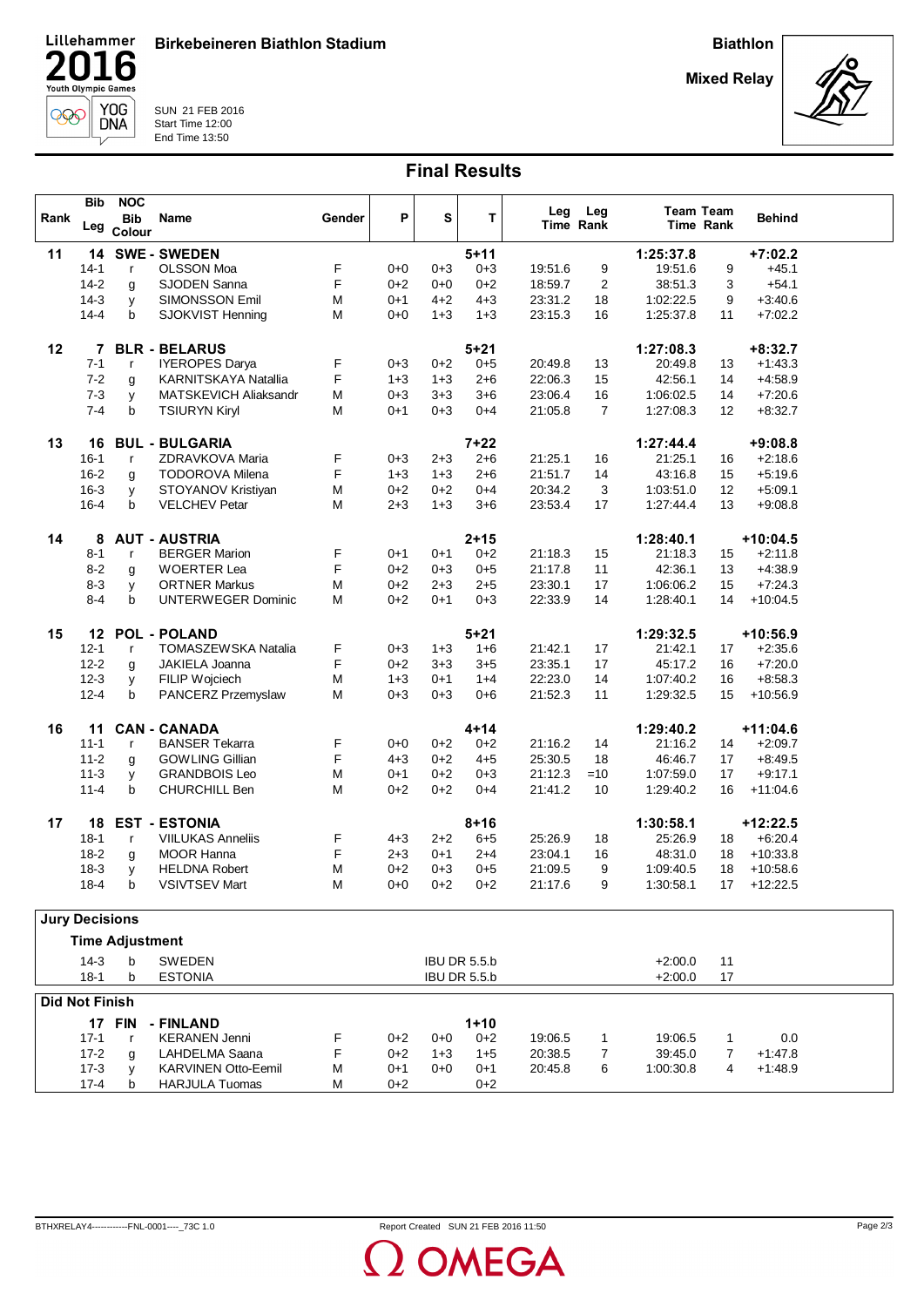Lillehammer 2016 Youth Olympic Games

**Birkebeineren Biathlon Stadium**

**Biathlon**

**Mixed Relay**

SUN 21 FEB 2016
Start Time 12:00
End Time 13:50

## Final Results

| Rank | Bib Leg | NOC Bib Colour | Name | Gender | P | S | T | Leg Time | Leg Rank | Team Time | Team Rank | Behind |
|---|---|---|---|---|---|---|---|---|---|---|---|---|
| **11** | **14** | **SWE** | **- SWEDEN** | | | | **5+11** | | | **1:25:37.8** | | **+7:02.2** |
| | 14-1 | r | OLSSON Moa | F | 0+0 | 0+3 | 0+3 | 19:51.6 | 9 | 19:51.6 | 9 | +45.1 |
| | 14-2 | g | SJODEN Sanna | F | 0+2 | 0+0 | 0+2 | 18:59.7 | 2 | 38:51.3 | 3 | +54.1 |
| | 14-3 | y | SIMONSSON Emil | M | 0+1 | 4+2 | 4+3 | 23:31.2 | 18 | 1:02:22.5 | 9 | +3:40.6 |
| | 14-4 | b | SJOKVIST Henning | M | 0+0 | 1+3 | 1+3 | 23:15.3 | 16 | 1:25:37.8 | 11 | +7:02.2 |
| **12** | **7** | **BLR** | **- BELARUS** | | | | **5+21** | | | **1:27:08.3** | | **+8:32.7** |
| | 7-1 | r | IYEROPES Darya | F | 0+3 | 0+2 | 0+5 | 20:49.8 | 13 | 20:49.8 | 13 | +1:43.3 |
| | 7-2 | g | KARNITSKAYA Natallia | F | 1+3 | 1+3 | 2+6 | 22:06.3 | 15 | 42:56.1 | 14 | +4:58.9 |
| | 7-3 | y | MATSKEVICH Aliaksandr | M | 0+3 | 3+3 | 3+6 | 23:06.4 | 16 | 1:06:02.5 | 14 | +7:20.6 |
| | 7-4 | b | TSIURYN Kiryl | M | 0+1 | 0+3 | 0+4 | 21:05.8 | 7 | 1:27:08.3 | 12 | +8:32.7 |
| **13** | **16** | **BUL** | **- BULGARIA** | | | | **7+22** | | | **1:27:44.4** | | **+9:08.8** |
| | 16-1 | r | ZDRAVKOVA Maria | F | 0+3 | 2+3 | 2+6 | 21:25.1 | 16 | 21:25.1 | 16 | +2:18.6 |
| | 16-2 | g | TODOROVA Milena | F | 1+3 | 1+3 | 2+6 | 21:51.7 | 14 | 43:16.8 | 15 | +5:19.6 |
| | 16-3 | y | STOYANOV Kristiyan | M | 0+2 | 0+2 | 0+4 | 20:34.2 | 3 | 1:03:51.0 | 12 | +5:09.1 |
| | 16-4 | b | VELCHEV Petar | M | 2+3 | 1+3 | 3+6 | 23:53.4 | 17 | 1:27:44.4 | 13 | +9:08.8 |
| **14** | **8** | **AUT** | **- AUSTRIA** | | | | **2+15** | | | **1:28:40.1** | | **+10:04.5** |
| | 8-1 | r | BERGER Marion | F | 0+1 | 0+1 | 0+2 | 21:18.3 | 15 | 21:18.3 | 15 | +2:11.8 |
| | 8-2 | g | WOERTER Lea | F | 0+2 | 0+3 | 0+5 | 21:17.8 | 11 | 42:36.1 | 13 | +4:38.9 |
| | 8-3 | y | ORTNER Markus | M | 0+2 | 2+3 | 2+5 | 23:30.1 | 17 | 1:06:06.2 | 15 | +7:24.3 |
| | 8-4 | b | UNTERWEGER Dominic | M | 0+2 | 0+1 | 0+3 | 22:33.9 | 14 | 1:28:40.1 | 14 | +10:04.5 |
| **15** | **12** | **POL** | **- POLAND** | | | | **5+21** | | | **1:29:32.5** | | **+10:56.9** |
| | 12-1 | r | TOMASZEWSKA Natalia | F | 0+3 | 1+3 | 1+6 | 21:42.1 | 17 | 21:42.1 | 17 | +2:35.6 |
| | 12-2 | g | JAKIELA Joanna | F | 0+2 | 3+3 | 3+5 | 23:35.1 | 17 | 45:17.2 | 16 | +7:20.0 |
| | 12-3 | y | FILIP Wojciech | M | 1+3 | 0+1 | 1+4 | 22:23.0 | 14 | 1:07:40.2 | 16 | +8:58.3 |
| | 12-4 | b | PANCERZ Przemyslaw | M | 0+3 | 0+3 | 0+6 | 21:52.3 | 11 | 1:29:32.5 | 15 | +10:56.9 |
| **16** | **11** | **CAN** | **- CANADA** | | | | **4+14** | | | **1:29:40.2** | | **+11:04.6** |
| | 11-1 | r | BANSER Tekarra | F | 0+0 | 0+2 | 0+2 | 21:16.2 | 14 | 21:16.2 | 14 | +2:09.7 |
| | 11-2 | g | GOWLING Gillian | F | 4+3 | 0+2 | 4+5 | 25:30.5 | 18 | 46:46.7 | 17 | +8:49.5 |
| | 11-3 | y | GRANDBOIS Leo | M | 0+1 | 0+2 | 0+3 | 21:12.3 | =10 | 1:07:59.0 | 17 | +9:17.1 |
| | 11-4 | b | CHURCHILL Ben | M | 0+2 | 0+2 | 0+4 | 21:41.2 | 10 | 1:29:40.2 | 16 | +11:04.6 |
| **17** | **18** | **EST** | **- ESTONIA** | | | | **8+16** | | | **1:30:58.1** | | **+12:22.5** |
| | 18-1 | r | VIILUKAS Anneliis | F | 4+3 | 2+2 | 6+5 | 25:26.9 | 18 | 25:26.9 | 18 | +6:20.4 |
| | 18-2 | g | MOOR Hanna | F | 2+3 | 0+1 | 2+4 | 23:04.1 | 16 | 48:31.0 | 18 | +10:33.8 |
| | 18-3 | y | HELDNA Robert | M | 0+2 | 0+3 | 0+5 | 21:09.5 | 9 | 1:09:40.5 | 18 | +10:58.6 |
| | 18-4 | b | VSIVTSEV Mart | M | 0+0 | 0+2 | 0+2 | 21:17.6 | 9 | 1:30:58.1 | 17 | +12:22.5 |

### Jury Decisions

**Time Adjustment**

| Bib Leg | Colour | Name | Rule | Time | Rank |
|---|---|---|---|---|---|
| 14-3 | b | SWEDEN | IBU DR 5.5.b | +2:00.0 | 11 |
| 18-1 | b | ESTONIA | IBU DR 5.5.b | +2:00.0 | 17 |

### Did Not Finish

| Bib Leg | NOC Bib Colour | Name | Gender | P | S | T | Leg Time | Leg Rank | Team Time | Team Rank | Behind |
|---|---|---|---|---|---|---|---|---|---|---|---|
| **17** | **FIN** | **- FINLAND** | | | | **1+10** | | | | | |
| 17-1 | r | KERANEN Jenni | F | 0+2 | 0+0 | 0+2 | 19:06.5 | 1 | 19:06.5 | 1 | 0.0 |
| 17-2 | g | LAHDELMA Saana | F | 0+2 | 1+3 | 1+5 | 20:38.5 | 7 | 39:45.0 | 7 | +1:47.8 |
| 17-3 | y | KARVINEN Otto-Eemil | M | 0+1 | 0+0 | 0+1 | 20:45.8 | 6 | 1:00:30.8 | 4 | +1:48.9 |
| 17-4 | b | HARJULA Tuomas | M | 0+2 | | 0+2 | | | | | |

BTHXRELAY4------------FNL-0001----_73C 1.0 Report Created SUN 21 FEB 2016 11:50

OMEGA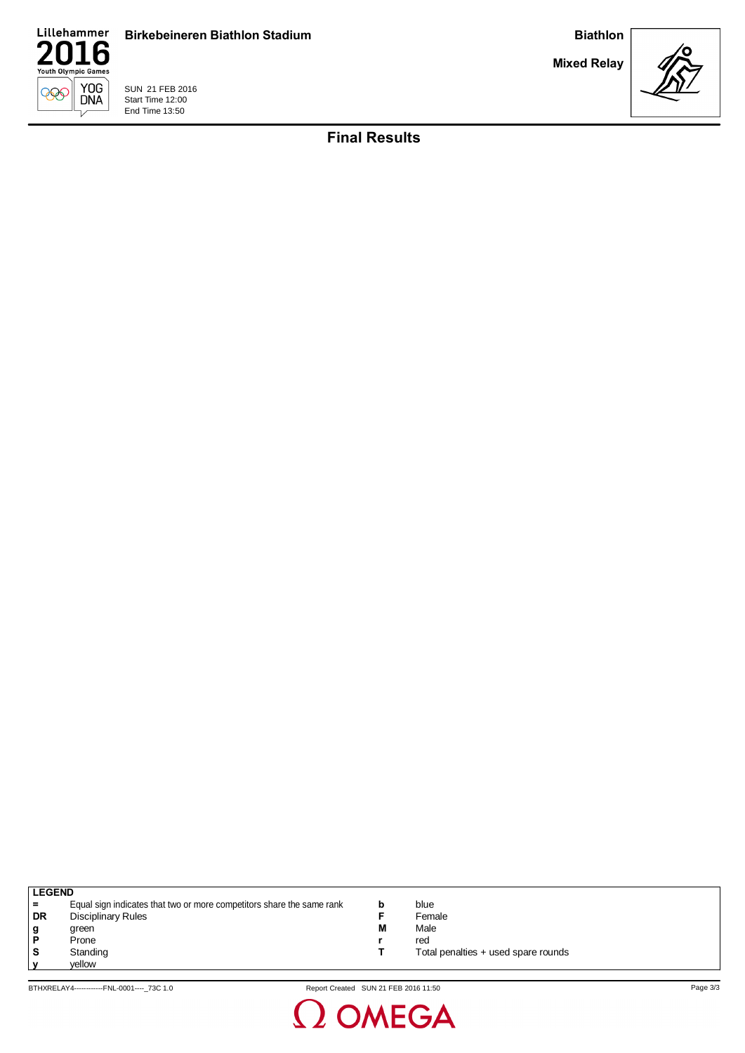**Birkebeineren Biathlon Stadium**

SUN 21 FEB 2016
Start Time 12:00
End Time 13:50

**Biathlon**

**Mixed Relay**

## Final Results

| LEGEND | | | |
| --- | --- | --- | --- |
| = | Equal sign indicates that two or more competitors share the same rank | b | blue |
| DR | Disciplinary Rules | F | Female |
| g | green | M | Male |
| P | Prone | r | red |
| S | Standing | T | Total penalties + used spare rounds |
| y | yellow | | |

BTHXRELAY4------------FNL-0001----_73C 1.0 Report Created SUN 21 FEB 2016 11:50